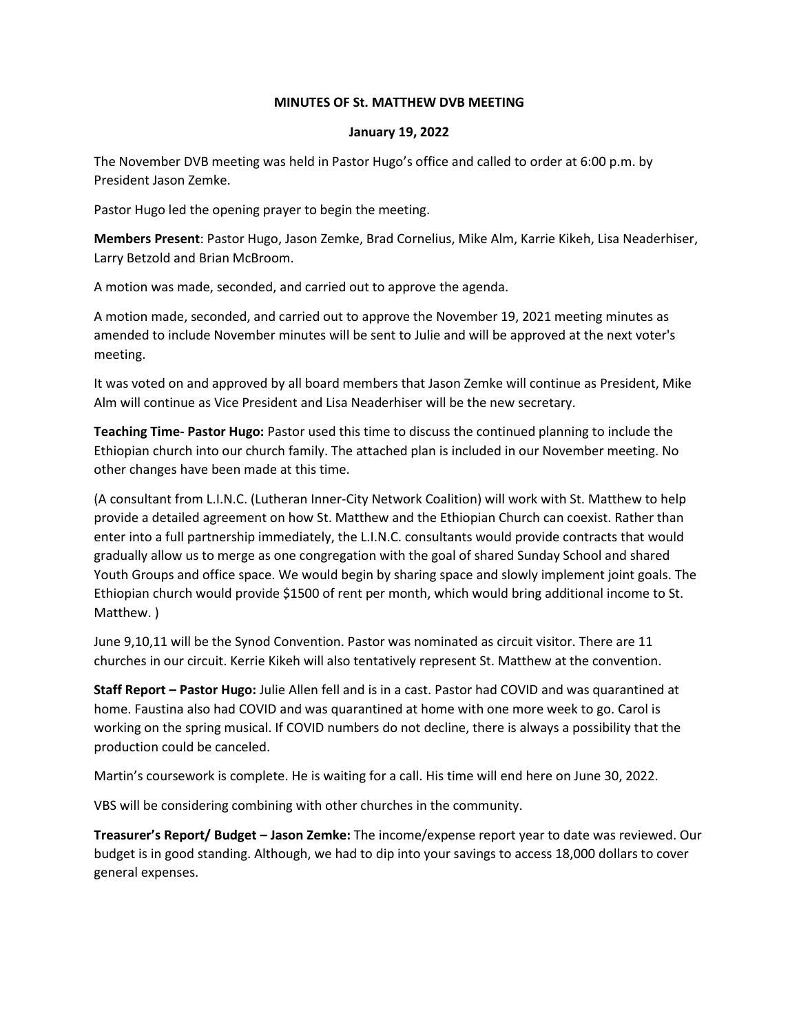**MINUTES OF St. MATTHEW DVB MEETING**

**January 19, 2022**

The November DVB meeting was held in Pastor Hugo's office and called to order at 6:00 p.m. by President Jason Zemke.

Pastor Hugo led the opening prayer to begin the meeting.

**Members Present**: Pastor Hugo, Jason Zemke, Brad Cornelius, Mike Alm, Karrie Kikeh, Lisa Neaderhiser, Larry Betzold and Brian McBroom.

A motion was made, seconded, and carried out to approve the agenda.

A motion made, seconded, and carried out to approve the November 19, 2021 meeting minutes as amended to include November minutes will be sent to Julie and will be approved at the next voter's meeting.

It was voted on and approved by all board members that Jason Zemke will continue as President, Mike Alm will continue as Vice President and Lisa Neaderhiser will be the new secretary.

**Teaching Time- Pastor Hugo:** Pastor used this time to discuss the continued planning to include the Ethiopian church into our church family. The attached plan is included in our November meeting. No other changes have been made at this time.

(A consultant from L.I.N.C. (Lutheran Inner-City Network Coalition) will work with St. Matthew to help provide a detailed agreement on how St. Matthew and the Ethiopian Church can coexist. Rather than enter into a full partnership immediately, the L.I.N.C. consultants would provide contracts that would gradually allow us to merge as one congregation with the goal of shared Sunday School and shared Youth Groups and office space. We would begin by sharing space and slowly implement joint goals. The Ethiopian church would provide $1500 of rent per month, which would bring additional income to St. Matthew. )

June 9,10,11 will be the Synod Convention. Pastor was nominated as circuit visitor. There are 11 churches in our circuit. Kerrie Kikeh will also tentatively represent St. Matthew at the convention.

**Staff Report – Pastor Hugo:** Julie Allen fell and is in a cast. Pastor had COVID and was quarantined at home. Faustina also had COVID and was quarantined at home with one more week to go. Carol is working on the spring musical. If COVID numbers do not decline, there is always a possibility that the production could be canceled.

Martin's coursework is complete. He is waiting for a call. His time will end here on June 30, 2022.

VBS will be considering combining with other churches in the community.

**Treasurer's Report/ Budget – Jason Zemke:** The income/expense report year to date was reviewed. Our budget is in good standing. Although, we had to dip into your savings to access 18,000 dollars to cover general expenses.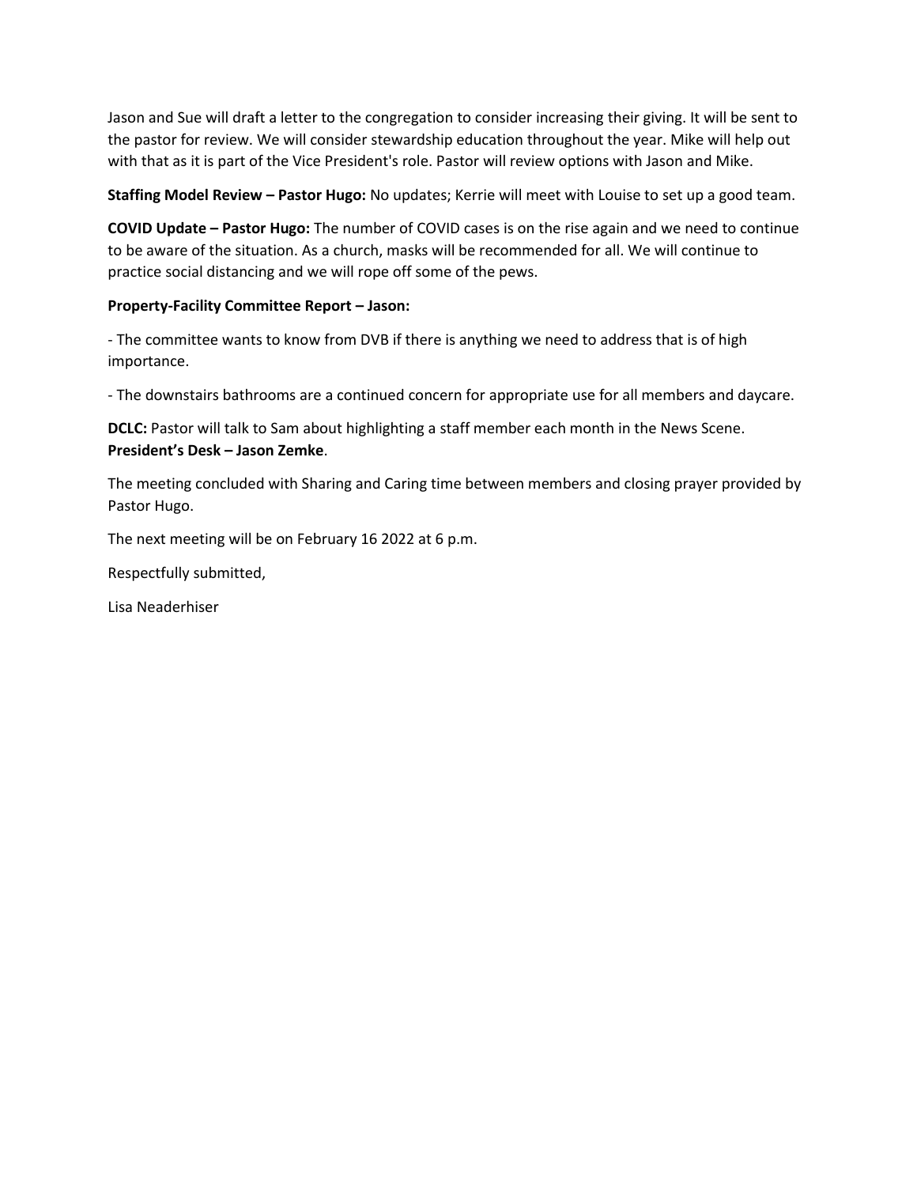Jason and Sue will draft a letter to the congregation to consider increasing their giving. It will be sent to the pastor for review. We will consider stewardship education throughout the year. Mike will help out with that as it is part of the Vice President's role. Pastor will review options with Jason and Mike.

**Staffing Model Review – Pastor Hugo:** No updates; Kerrie will meet with Louise to set up a good team.

**COVID Update – Pastor Hugo:** The number of COVID cases is on the rise again and we need to continue to be aware of the situation. As a church, masks will be recommended for all. We will continue to practice social distancing and we will rope off some of the pews.

**Property-Facility Committee Report – Jason:**

- The committee wants to know from DVB if there is anything we need to address that is of high importance.

- The downstairs bathrooms are a continued concern for appropriate use for all members and daycare.

**DCLC:** Pastor will talk to Sam about highlighting a staff member each month in the News Scene.
**President's Desk – Jason Zemke**.

The meeting concluded with Sharing and Caring time between members and closing prayer provided by Pastor Hugo.

The next meeting will be on February 16 2022 at 6 p.m.

Respectfully submitted,

Lisa Neaderhiser